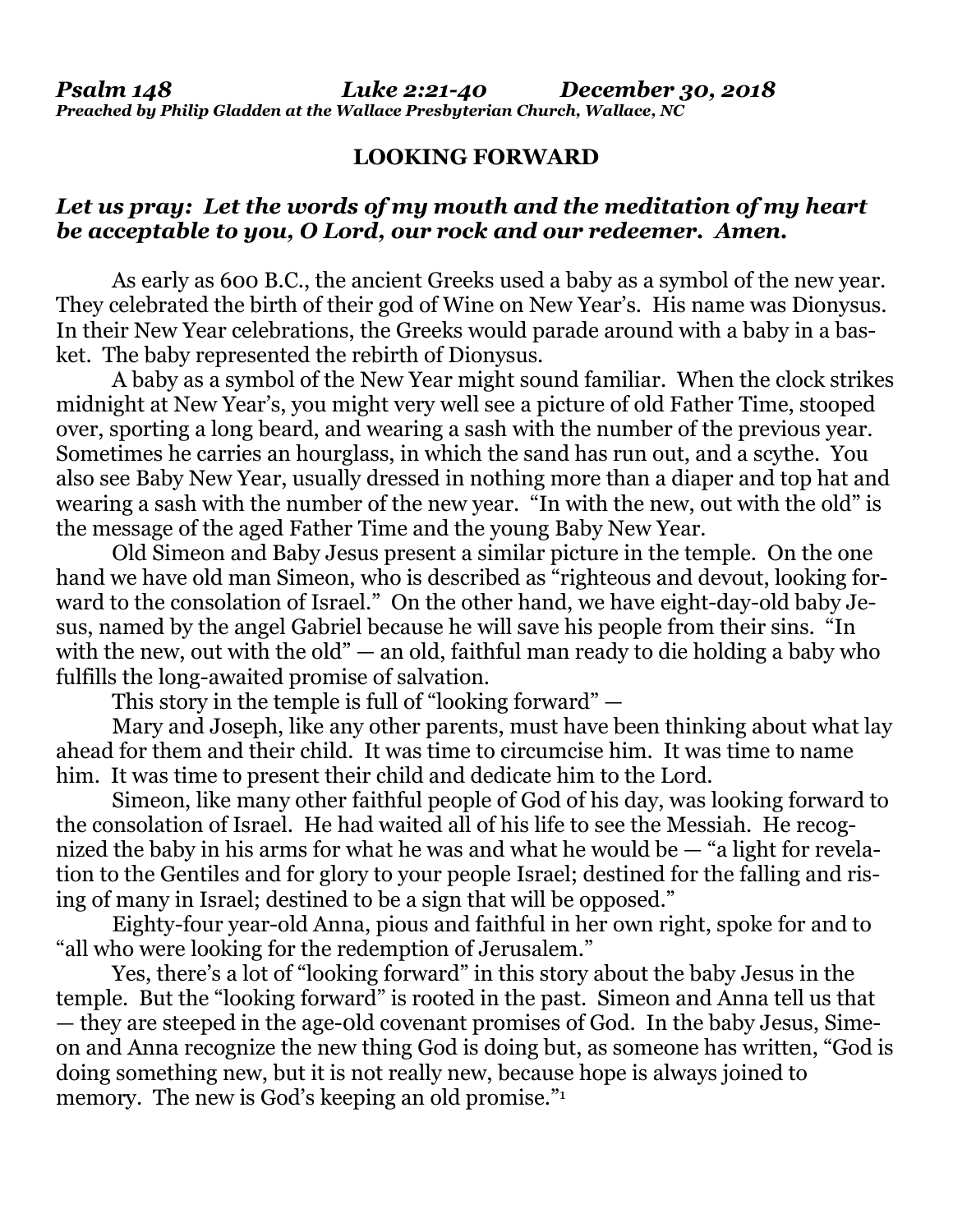***Psalm 148 Luke 2:21-40 December 30, 2018***
***Preached by Philip Gladden at the Wallace Presbyterian Church, Wallace, NC***

**LOOKING FORWARD**

***Let us pray: Let the words of my mouth and the meditation of my heart be acceptable to you, O Lord, our rock and our redeemer. Amen.***

As early as 600 B.C., the ancient Greeks used a baby as a symbol of the new year. They celebrated the birth of their god of Wine on New Year's. His name was Dionysus. In their New Year celebrations, the Greeks would parade around with a baby in a basket. The baby represented the rebirth of Dionysus.

A baby as a symbol of the New Year might sound familiar. When the clock strikes midnight at New Year's, you might very well see a picture of old Father Time, stooped over, sporting a long beard, and wearing a sash with the number of the previous year. Sometimes he carries an hourglass, in which the sand has run out, and a scythe. You also see Baby New Year, usually dressed in nothing more than a diaper and top hat and wearing a sash with the number of the new year. "In with the new, out with the old" is the message of the aged Father Time and the young Baby New Year.

Old Simeon and Baby Jesus present a similar picture in the temple. On the one hand we have old man Simeon, who is described as "righteous and devout, looking forward to the consolation of Israel." On the other hand, we have eight-day-old baby Jesus, named by the angel Gabriel because he will save his people from their sins. "In with the new, out with the old" — an old, faithful man ready to die holding a baby who fulfills the long-awaited promise of salvation.

This story in the temple is full of "looking forward" —

Mary and Joseph, like any other parents, must have been thinking about what lay ahead for them and their child. It was time to circumcise him. It was time to name him. It was time to present their child and dedicate him to the Lord.

Simeon, like many other faithful people of God of his day, was looking forward to the consolation of Israel. He had waited all of his life to see the Messiah. He recognized the baby in his arms for what he was and what he would be — "a light for revelation to the Gentiles and for glory to your people Israel; destined for the falling and rising of many in Israel; destined to be a sign that will be opposed."

Eighty-four year-old Anna, pious and faithful in her own right, spoke for and to "all who were looking for the redemption of Jerusalem."

Yes, there's a lot of "looking forward" in this story about the baby Jesus in the temple. But the "looking forward" is rooted in the past. Simeon and Anna tell us that — they are steeped in the age-old covenant promises of God. In the baby Jesus, Simeon and Anna recognize the new thing God is doing but, as someone has written, "God is doing something new, but it is not really new, because hope is always joined to memory. The new is God's keeping an old promise."[1]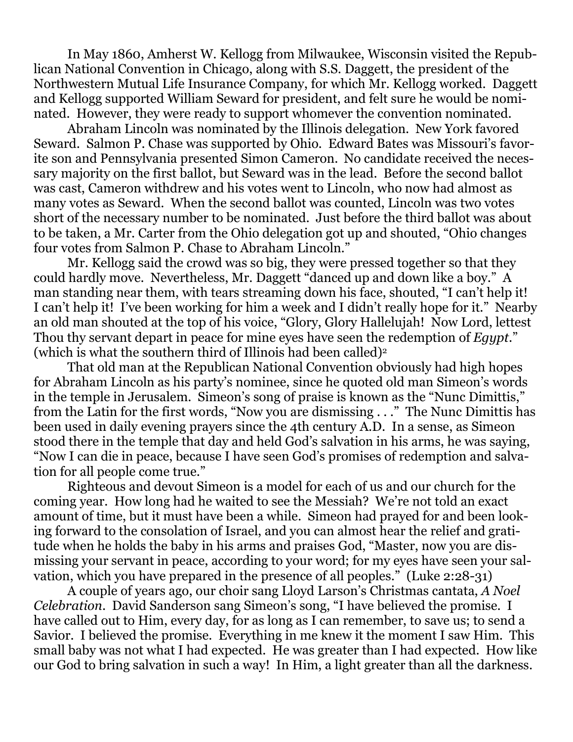In May 1860, Amherst W. Kellogg from Milwaukee, Wisconsin visited the Republican National Convention in Chicago, along with S.S. Daggett, the president of the Northwestern Mutual Life Insurance Company, for which Mr. Kellogg worked. Daggett and Kellogg supported William Seward for president, and felt sure he would be nominated. However, they were ready to support whomever the convention nominated.

Abraham Lincoln was nominated by the Illinois delegation. New York favored Seward. Salmon P. Chase was supported by Ohio. Edward Bates was Missouri's favorite son and Pennsylvania presented Simon Cameron. No candidate received the necessary majority on the first ballot, but Seward was in the lead. Before the second ballot was cast, Cameron withdrew and his votes went to Lincoln, who now had almost as many votes as Seward. When the second ballot was counted, Lincoln was two votes short of the necessary number to be nominated. Just before the third ballot was about to be taken, a Mr. Carter from the Ohio delegation got up and shouted, "Ohio changes four votes from Salmon P. Chase to Abraham Lincoln."

Mr. Kellogg said the crowd was so big, they were pressed together so that they could hardly move. Nevertheless, Mr. Daggett "danced up and down like a boy." A man standing near them, with tears streaming down his face, shouted, "I can't help it! I can't help it! I've been working for him a week and I didn't really hope for it." Nearby an old man shouted at the top of his voice, "Glory, Glory Hallelujah! Now Lord, lettest Thou thy servant depart in peace for mine eyes have seen the redemption of *Egypt*." (which is what the southern third of Illinois had been called)[2]

That old man at the Republican National Convention obviously had high hopes for Abraham Lincoln as his party's nominee, since he quoted old man Simeon's words in the temple in Jerusalem. Simeon's song of praise is known as the "Nunc Dimittis," from the Latin for the first words, "Now you are dismissing . . ." The Nunc Dimittis has been used in daily evening prayers since the 4th century A.D. In a sense, as Simeon stood there in the temple that day and held God's salvation in his arms, he was saying, "Now I can die in peace, because I have seen God's promises of redemption and salvation for all people come true."

Righteous and devout Simeon is a model for each of us and our church for the coming year. How long had he waited to see the Messiah? We're not told an exact amount of time, but it must have been a while. Simeon had prayed for and been looking forward to the consolation of Israel, and you can almost hear the relief and gratitude when he holds the baby in his arms and praises God, "Master, now you are dismissing your servant in peace, according to your word; for my eyes have seen your salvation, which you have prepared in the presence of all peoples." (Luke 2:28-31)

A couple of years ago, our choir sang Lloyd Larson's Christmas cantata, *A Noel Celebration*. David Sanderson sang Simeon's song, "I have believed the promise. I have called out to Him, every day, for as long as I can remember, to save us; to send a Savior. I believed the promise. Everything in me knew it the moment I saw Him. This small baby was not what I had expected. He was greater than I had expected. How like our God to bring salvation in such a way! In Him, a light greater than all the darkness.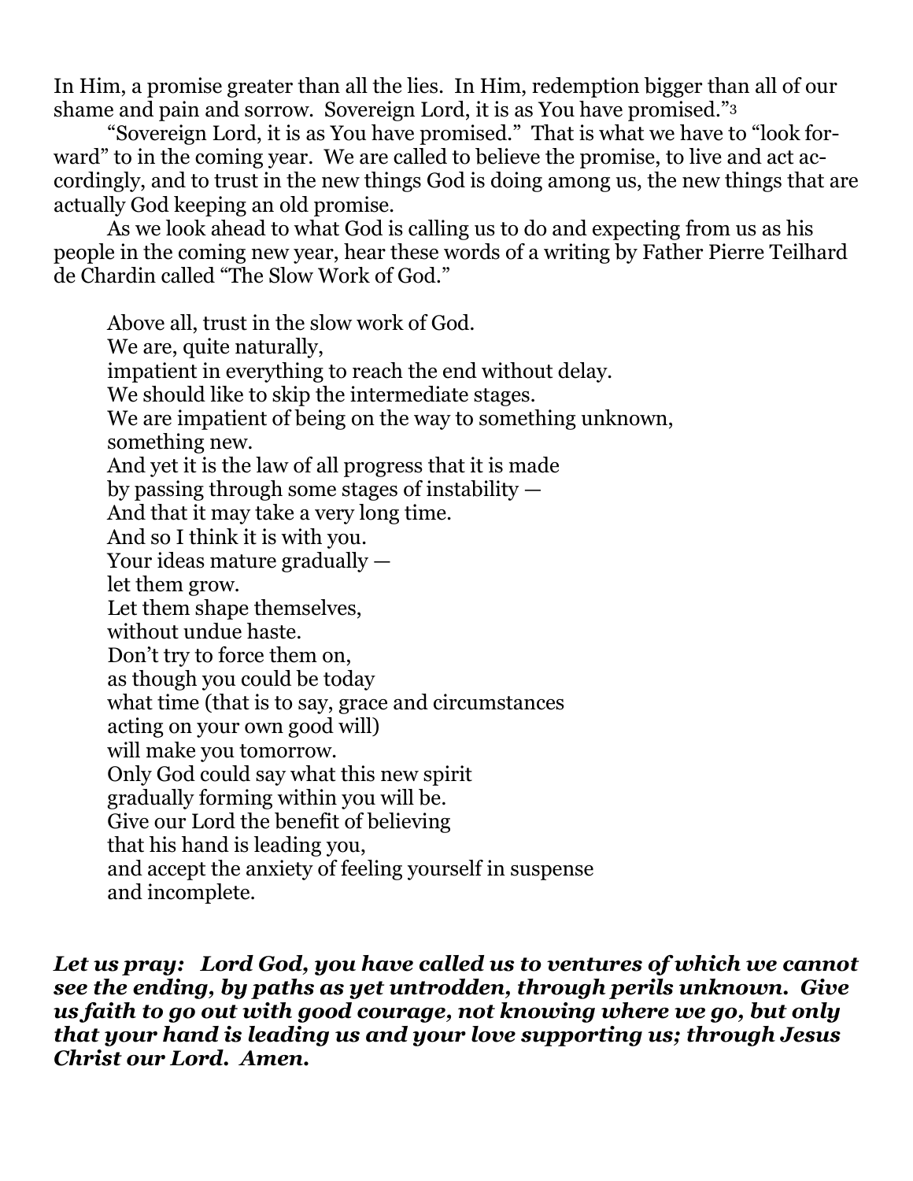In Him, a promise greater than all the lies. In Him, redemption bigger than all of our shame and pain and sorrow. Sovereign Lord, it is as You have promised."[3]

"Sovereign Lord, it is as You have promised." That is what we have to "look forward" to in the coming year. We are called to believe the promise, to live and act accordingly, and to trust in the new things God is doing among us, the new things that are actually God keeping an old promise.

As we look ahead to what God is calling us to do and expecting from us as his people in the coming new year, hear these words of a writing by Father Pierre Teilhard de Chardin called "The Slow Work of God."

> Above all, trust in the slow work of God.
> We are, quite naturally,
> impatient in everything to reach the end without delay.
> We should like to skip the intermediate stages.
> We are impatient of being on the way to something unknown,
> something new.
> And yet it is the law of all progress that it is made
> by passing through some stages of instability —
> And that it may take a very long time.
> And so I think it is with you.
> Your ideas mature gradually —
> let them grow.
> Let them shape themselves,
> without undue haste.
> Don't try to force them on,
> as though you could be today
> what time (that is to say, grace and circumstances
> acting on your own good will)
> will make you tomorrow.
> Only God could say what this new spirit
> gradually forming within you will be.
> Give our Lord the benefit of believing
> that his hand is leading you,
> and accept the anxiety of feeling yourself in suspense
> and incomplete.

***Let us pray: Lord God, you have called us to ventures of which we cannot see the ending, by paths as yet untrodden, through perils unknown. Give us faith to go out with good courage, not knowing where we go, but only that your hand is leading us and your love supporting us; through Jesus Christ our Lord. Amen.***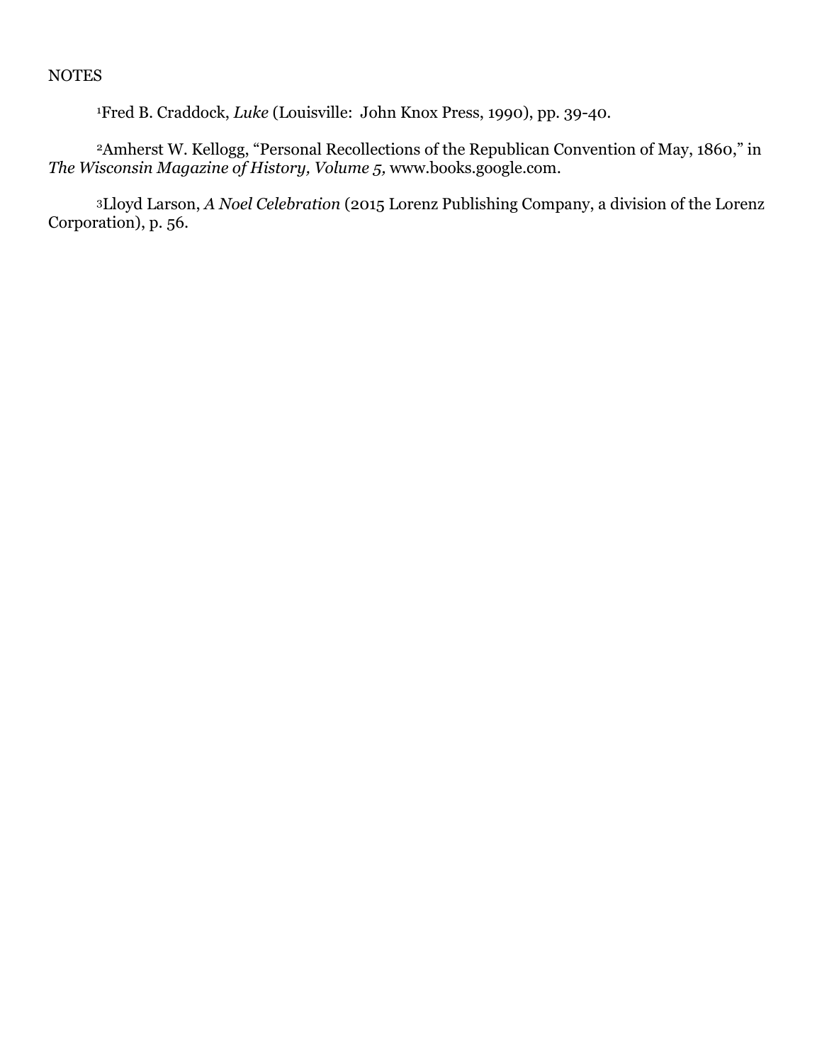NOTES

[1]Fred B. Craddock, *Luke* (Louisville: John Knox Press, 1990), pp. 39-40.

[2]Amherst W. Kellogg, "Personal Recollections of the Republican Convention of May, 1860," in *The Wisconsin Magazine of History, Volume 5,* www.books.google.com.

[3]Lloyd Larson, *A Noel Celebration* (2015 Lorenz Publishing Company, a division of the Lorenz Corporation), p. 56.